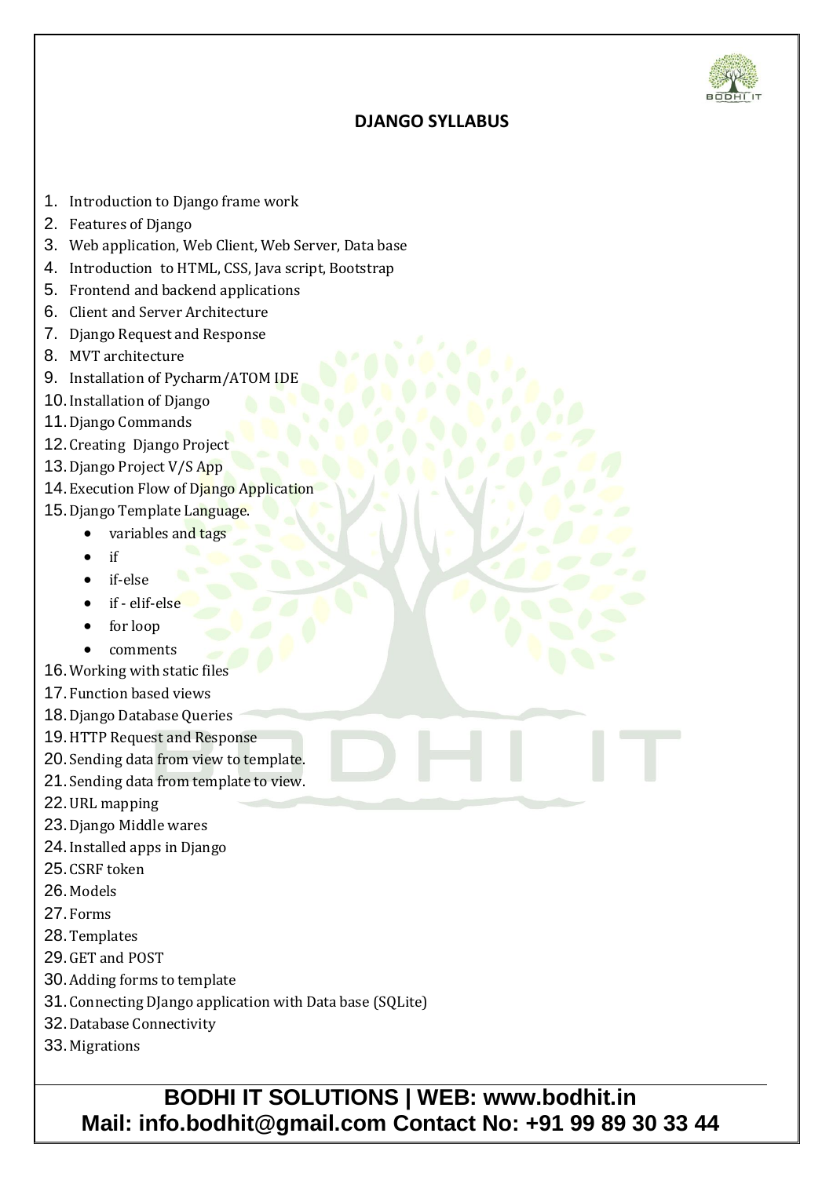## DJANGO SYLLABUS

1. Introduction to Django frame work
2. Features of Django
3. Web application, Web Client, Web Server, Data base
4. Introduction to HTML, CSS, Java script, Bootstrap
5. Frontend and backend applications
6. Client and Server Architecture
7. Django Request and Response
8. MVT architecture
9. Installation of Pycharm/ATOM IDE
10. Installation of Django
11. Django Commands
12. Creating Django Project
13. Django Project V/S App
14. Execution Flow of Django Application
15. Django Template Language.
    - variables and tags
    - if
    - if-else
    - if - elif-else
    - for loop
    - comments
16. Working with static files
17. Function based views
18. Django Database Queries
19. HTTP Request and Response
20. Sending data from view to template.
21. Sending data from template to view.
22. URL mapping
23. Django Middle wares
24. Installed apps in Django
25. CSRF token
26. Models
27. Forms
28. Templates
29. GET and POST
30. Adding forms to template
31. Connecting DJango application with Data base (SQLite)
32. Database Connectivity
33. Migrations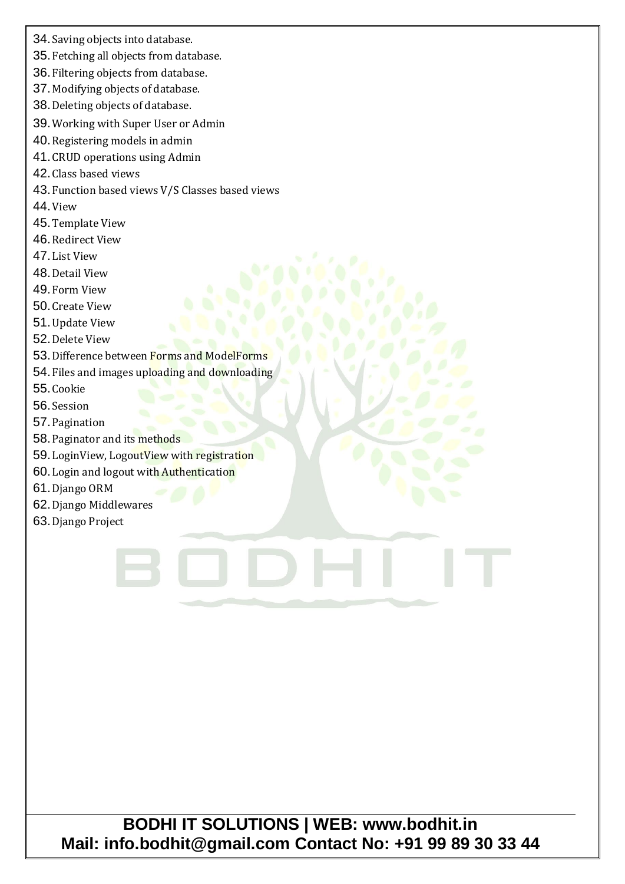34. Saving objects into database.
35. Fetching all objects from database.
36. Filtering objects from database.
37. Modifying objects of database.
38. Deleting objects of database.
39. Working with Super User or Admin
40. Registering models in admin
41. CRUD operations using Admin
42. Class based views
43. Function based views V/S Classes based views
44. View
45. Template View
46. Redirect View
47. List View
48. Detail View
49. Form View
50. Create View
51. Update View
52. Delete View
53. Difference between Forms and ModelForms
54. Files and images uploading and downloading
55. Cookie
56. Session
57. Pagination
58. Paginator and its methods
59. LoginView, LogoutView with registration
60. Login and logout with Authentication
61. Django ORM
62. Django Middlewares
63. Django Project